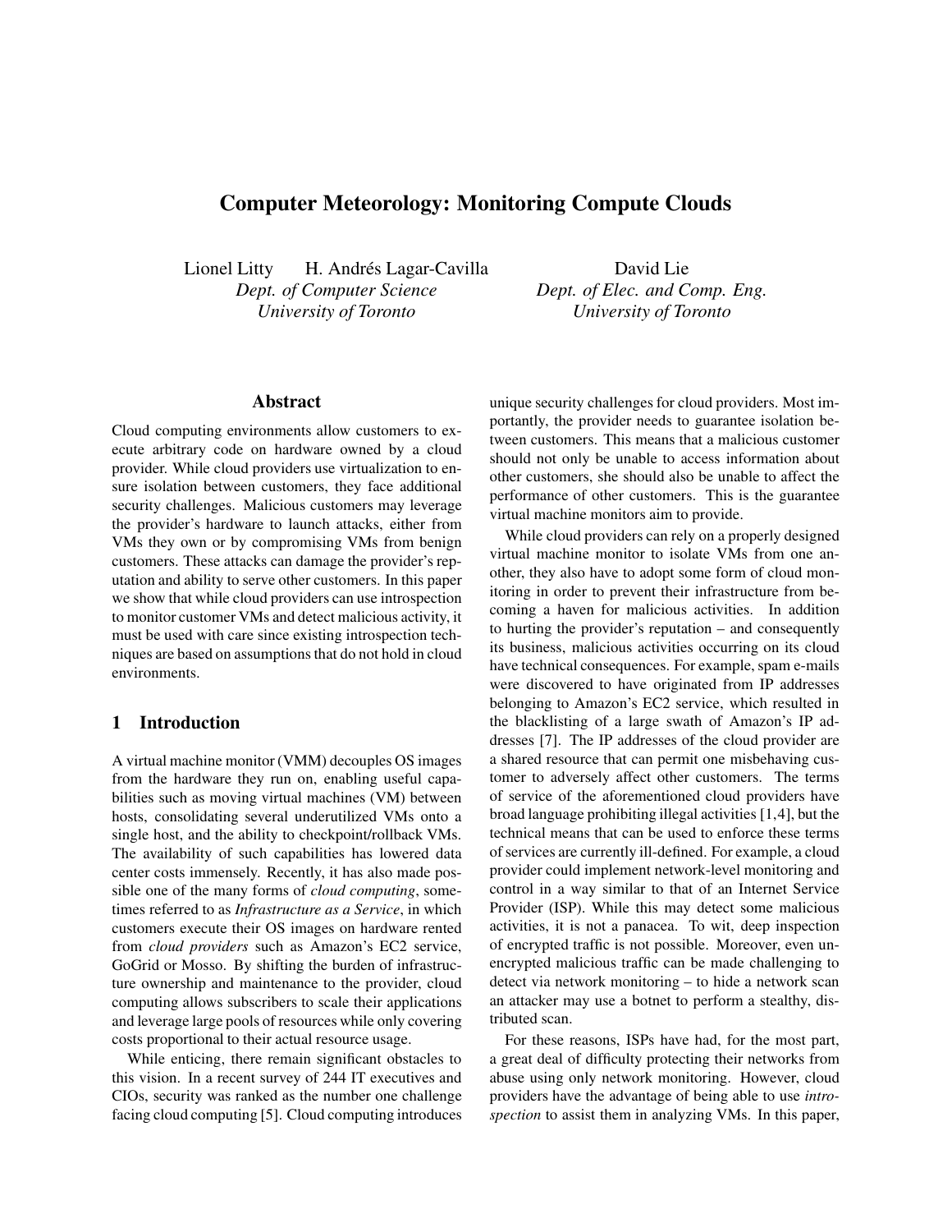# Computer Meteorology: Monitoring Compute Clouds

Lionel Litty H. Andrés Lagar-Cavilla  
*Dept. of Computer Science*  
*University of Toronto*

David Lie  
*Dept. of Elec. and Comp. Eng.*  
*University of Toronto*

## Abstract

Cloud computing environments allow customers to execute arbitrary code on hardware owned by a cloud provider. While cloud providers use virtualization to ensure isolation between customers, they face additional security challenges. Malicious customers may leverage the provider's hardware to launch attacks, either from VMs they own or by compromising VMs from benign customers. These attacks can damage the provider's reputation and ability to serve other customers. In this paper we show that while cloud providers can use introspection to monitor customer VMs and detect malicious activity, it must be used with care since existing introspection techniques are based on assumptions that do not hold in cloud environments.

## 1 Introduction

A virtual machine monitor (VMM) decouples OS images from the hardware they run on, enabling useful capabilities such as moving virtual machines (VM) between hosts, consolidating several underutilized VMs onto a single host, and the ability to checkpoint/rollback VMs. The availability of such capabilities has lowered data center costs immensely. Recently, it has also made possible one of the many forms of *cloud computing*, sometimes referred to as *Infrastructure as a Service*, in which customers execute their OS images on hardware rented from *cloud providers* such as Amazon's EC2 service, GoGrid or Mosso. By shifting the burden of infrastructure ownership and maintenance to the provider, cloud computing allows subscribers to scale their applications and leverage large pools of resources while only covering costs proportional to their actual resource usage.

While enticing, there remain significant obstacles to this vision. In a recent survey of 244 IT executives and CIOs, security was ranked as the number one challenge facing cloud computing [5]. Cloud computing introduces unique security challenges for cloud providers. Most importantly, the provider needs to guarantee isolation between customers. This means that a malicious customer should not only be unable to access information about other customers, she should also be unable to affect the performance of other customers. This is the guarantee virtual machine monitors aim to provide.

While cloud providers can rely on a properly designed virtual machine monitor to isolate VMs from one another, they also have to adopt some form of cloud monitoring in order to prevent their infrastructure from becoming a haven for malicious activities. In addition to hurting the provider's reputation – and consequently its business, malicious activities occurring on its cloud have technical consequences. For example, spam e-mails were discovered to have originated from IP addresses belonging to Amazon's EC2 service, which resulted in the blacklisting of a large swath of Amazon's IP addresses [7]. The IP addresses of the cloud provider are a shared resource that can permit one misbehaving customer to adversely affect other customers. The terms of service of the aforementioned cloud providers have broad language prohibiting illegal activities [1,4], but the technical means that can be used to enforce these terms of services are currently ill-defined. For example, a cloud provider could implement network-level monitoring and control in a way similar to that of an Internet Service Provider (ISP). While this may detect some malicious activities, it is not a panacea. To wit, deep inspection of encrypted traffic is not possible. Moreover, even unencrypted malicious traffic can be made challenging to detect via network monitoring – to hide a network scan an attacker may use a botnet to perform a stealthy, distributed scan.

For these reasons, ISPs have had, for the most part, a great deal of difficulty protecting their networks from abuse using only network monitoring. However, cloud providers have the advantage of being able to use *introspection* to assist them in analyzing VMs. In this paper,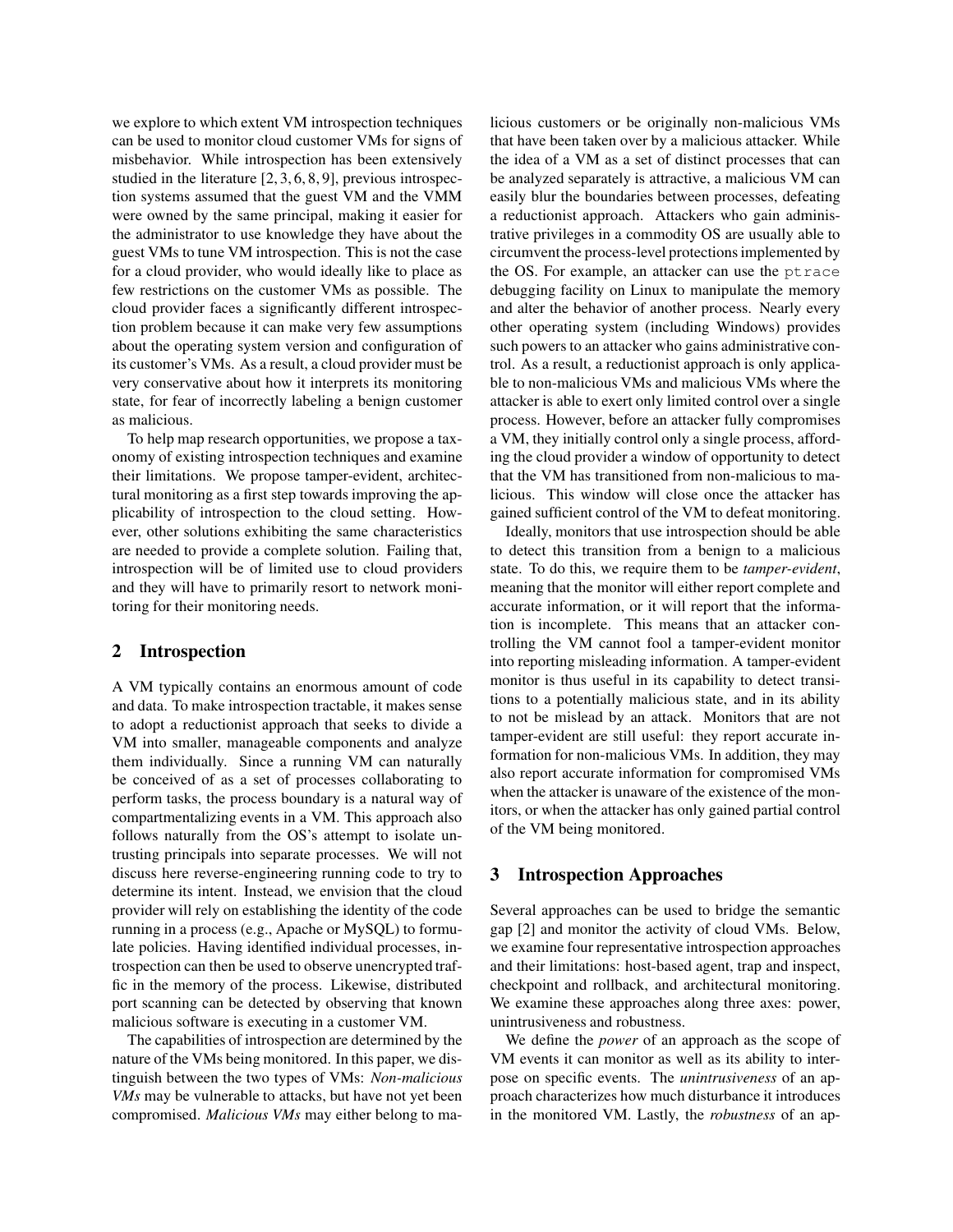we explore to which extent VM introspection techniques can be used to monitor cloud customer VMs for signs of misbehavior. While introspection has been extensively studied in the literature [2, 3, 6, 8, 9], previous introspection systems assumed that the guest VM and the VMM were owned by the same principal, making it easier for the administrator to use knowledge they have about the guest VMs to tune VM introspection. This is not the case for a cloud provider, who would ideally like to place as few restrictions on the customer VMs as possible. The cloud provider faces a significantly different introspection problem because it can make very few assumptions about the operating system version and configuration of its customer's VMs. As a result, a cloud provider must be very conservative about how it interprets its monitoring state, for fear of incorrectly labeling a benign customer as malicious.

To help map research opportunities, we propose a taxonomy of existing introspection techniques and examine their limitations. We propose tamper-evident, architectural monitoring as a first step towards improving the applicability of introspection to the cloud setting. However, other solutions exhibiting the same characteristics are needed to provide a complete solution. Failing that, introspection will be of limited use to cloud providers and they will have to primarily resort to network monitoring for their monitoring needs.

## 2 Introspection

A VM typically contains an enormous amount of code and data. To make introspection tractable, it makes sense to adopt a reductionist approach that seeks to divide a VM into smaller, manageable components and analyze them individually. Since a running VM can naturally be conceived of as a set of processes collaborating to perform tasks, the process boundary is a natural way of compartmentalizing events in a VM. This approach also follows naturally from the OS's attempt to isolate untrusting principals into separate processes. We will not discuss here reverse-engineering running code to try to determine its intent. Instead, we envision that the cloud provider will rely on establishing the identity of the code running in a process (e.g., Apache or MySQL) to formulate policies. Having identified individual processes, introspection can then be used to observe unencrypted traffic in the memory of the process. Likewise, distributed port scanning can be detected by observing that known malicious software is executing in a customer VM.

The capabilities of introspection are determined by the nature of the VMs being monitored. In this paper, we distinguish between the two types of VMs: *Non-malicious VMs* may be vulnerable to attacks, but have not yet been compromised. *Malicious VMs* may either belong to malicious customers or be originally non-malicious VMs that have been taken over by a malicious attacker. While the idea of a VM as a set of distinct processes that can be analyzed separately is attractive, a malicious VM can easily blur the boundaries between processes, defeating a reductionist approach. Attackers who gain administrative privileges in a commodity OS are usually able to circumvent the process-level protections implemented by the OS. For example, an attacker can use the `ptrace` debugging facility on Linux to manipulate the memory and alter the behavior of another process. Nearly every other operating system (including Windows) provides such powers to an attacker who gains administrative control. As a result, a reductionist approach is only applicable to non-malicious VMs and malicious VMs where the attacker is able to exert only limited control over a single process. However, before an attacker fully compromises a VM, they initially control only a single process, affording the cloud provider a window of opportunity to detect that the VM has transitioned from non-malicious to malicious. This window will close once the attacker has gained sufficient control of the VM to defeat monitoring.

Ideally, monitors that use introspection should be able to detect this transition from a benign to a malicious state. To do this, we require them to be *tamper-evident*, meaning that the monitor will either report complete and accurate information, or it will report that the information is incomplete. This means that an attacker controlling the VM cannot fool a tamper-evident monitor into reporting misleading information. A tamper-evident monitor is thus useful in its capability to detect transitions to a potentially malicious state, and in its ability to not be mislead by an attack. Monitors that are not tamper-evident are still useful: they report accurate information for non-malicious VMs. In addition, they may also report accurate information for compromised VMs when the attacker is unaware of the existence of the monitors, or when the attacker has only gained partial control of the VM being monitored.

## 3 Introspection Approaches

Several approaches can be used to bridge the semantic gap [2] and monitor the activity of cloud VMs. Below, we examine four representative introspection approaches and their limitations: host-based agent, trap and inspect, checkpoint and rollback, and architectural monitoring. We examine these approaches along three axes: power, unintrusiveness and robustness.

We define the *power* of an approach as the scope of VM events it can monitor as well as its ability to interpose on specific events. The *unintrusiveness* of an approach characterizes how much disturbance it introduces in the monitored VM. Lastly, the *robustness* of an ap-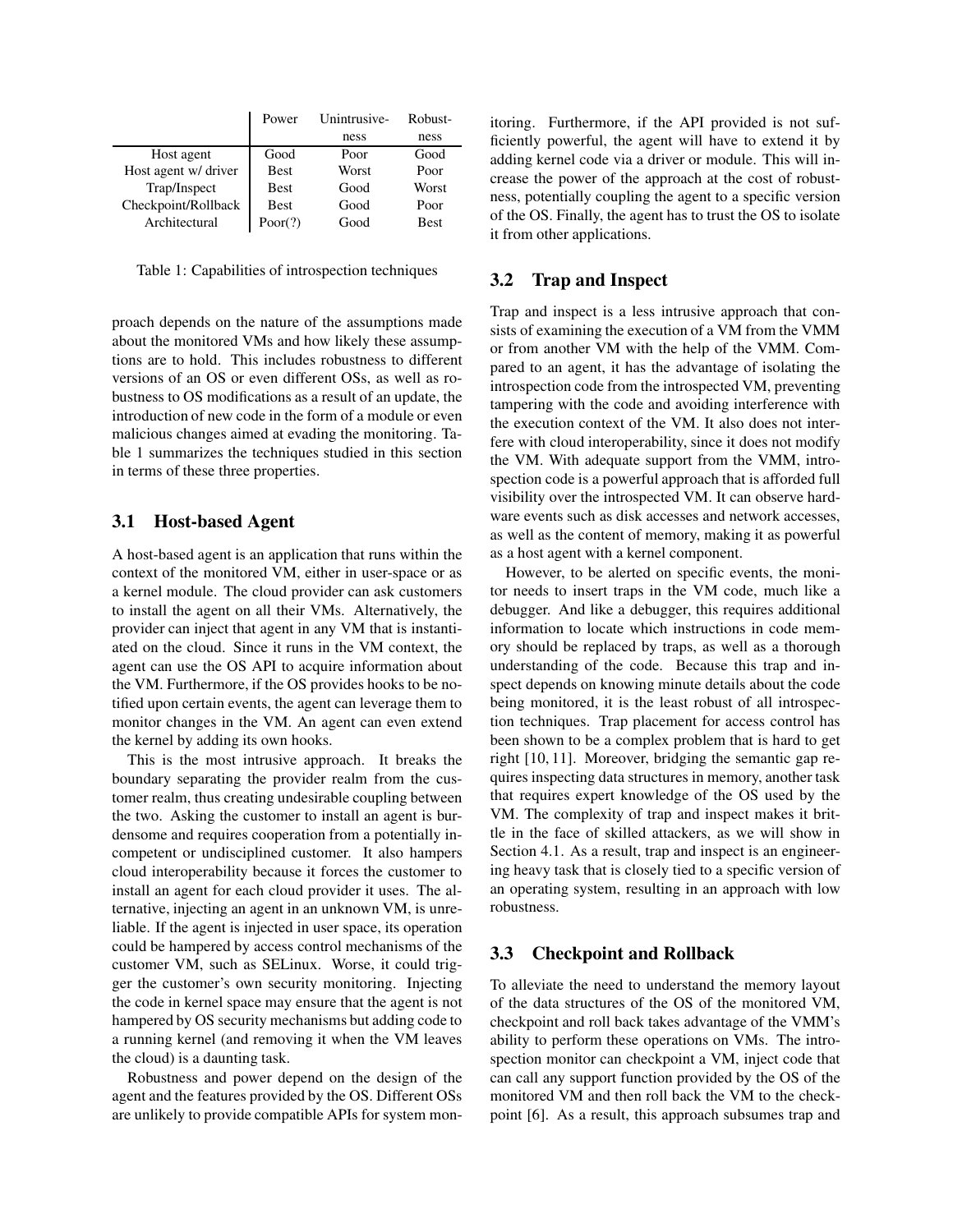| | Power | Unintrusive-ness | Robust-ness |
|---|---|---|---|
| Host agent | Good | Poor | Good |
| Host agent w/ driver | Best | Worst | Poor |
| Trap/Inspect | Best | Good | Worst |
| Checkpoint/Rollback | Best | Good | Poor |
| Architectural | Poor(?) | Good | Best |

Table 1: Capabilities of introspection techniques

proach depends on the nature of the assumptions made about the monitored VMs and how likely these assumptions are to hold. This includes robustness to different versions of an OS or even different OSs, as well as robustness to OS modifications as a result of an update, the introduction of new code in the form of a module or even malicious changes aimed at evading the monitoring. Table 1 summarizes the techniques studied in this section in terms of these three properties.

### 3.1 Host-based Agent

A host-based agent is an application that runs within the context of the monitored VM, either in user-space or as a kernel module. The cloud provider can ask customers to install the agent on all their VMs. Alternatively, the provider can inject that agent in any VM that is instantiated on the cloud. Since it runs in the VM context, the agent can use the OS API to acquire information about the VM. Furthermore, if the OS provides hooks to be notified upon certain events, the agent can leverage them to monitor changes in the VM. An agent can even extend the kernel by adding its own hooks.

This is the most intrusive approach. It breaks the boundary separating the provider realm from the customer realm, thus creating undesirable coupling between the two. Asking the customer to install an agent is burdensome and requires cooperation from a potentially incompetent or undisciplined customer. It also hampers cloud interoperability because it forces the customer to install an agent for each cloud provider it uses. The alternative, injecting an agent in an unknown VM, is unreliable. If the agent is injected in user space, its operation could be hampered by access control mechanisms of the customer VM, such as SELinux. Worse, it could trigger the customer's own security monitoring. Injecting the code in kernel space may ensure that the agent is not hampered by OS security mechanisms but adding code to a running kernel (and removing it when the VM leaves the cloud) is a daunting task.

Robustness and power depend on the design of the agent and the features provided by the OS. Different OSs are unlikely to provide compatible APIs for system monitoring. Furthermore, if the API provided is not sufficiently powerful, the agent will have to extend it by adding kernel code via a driver or module. This will increase the power of the approach at the cost of robustness, potentially coupling the agent to a specific version of the OS. Finally, the agent has to trust the OS to isolate it from other applications.

### 3.2 Trap and Inspect

Trap and inspect is a less intrusive approach that consists of examining the execution of a VM from the VMM or from another VM with the help of the VMM. Compared to an agent, it has the advantage of isolating the introspection code from the introspected VM, preventing tampering with the code and avoiding interference with the execution context of the VM. It also does not interfere with cloud interoperability, since it does not modify the VM. With adequate support from the VMM, introspection code is a powerful approach that is afforded full visibility over the introspected VM. It can observe hardware events such as disk accesses and network accesses, as well as the content of memory, making it as powerful as a host agent with a kernel component.

However, to be alerted on specific events, the monitor needs to insert traps in the VM code, much like a debugger. And like a debugger, this requires additional information to locate which instructions in code memory should be replaced by traps, as well as a thorough understanding of the code. Because this trap and inspect depends on knowing minute details about the code being monitored, it is the least robust of all introspection techniques. Trap placement for access control has been shown to be a complex problem that is hard to get right [10, 11]. Moreover, bridging the semantic gap requires inspecting data structures in memory, another task that requires expert knowledge of the OS used by the VM. The complexity of trap and inspect makes it brittle in the face of skilled attackers, as we will show in Section 4.1. As a result, trap and inspect is an engineering heavy task that is closely tied to a specific version of an operating system, resulting in an approach with low robustness.

### 3.3 Checkpoint and Rollback

To alleviate the need to understand the memory layout of the data structures of the OS of the monitored VM, checkpoint and roll back takes advantage of the VMM's ability to perform these operations on VMs. The introspection monitor can checkpoint a VM, inject code that can call any support function provided by the OS of the monitored VM and then roll back the VM to the checkpoint [6]. As a result, this approach subsumes trap and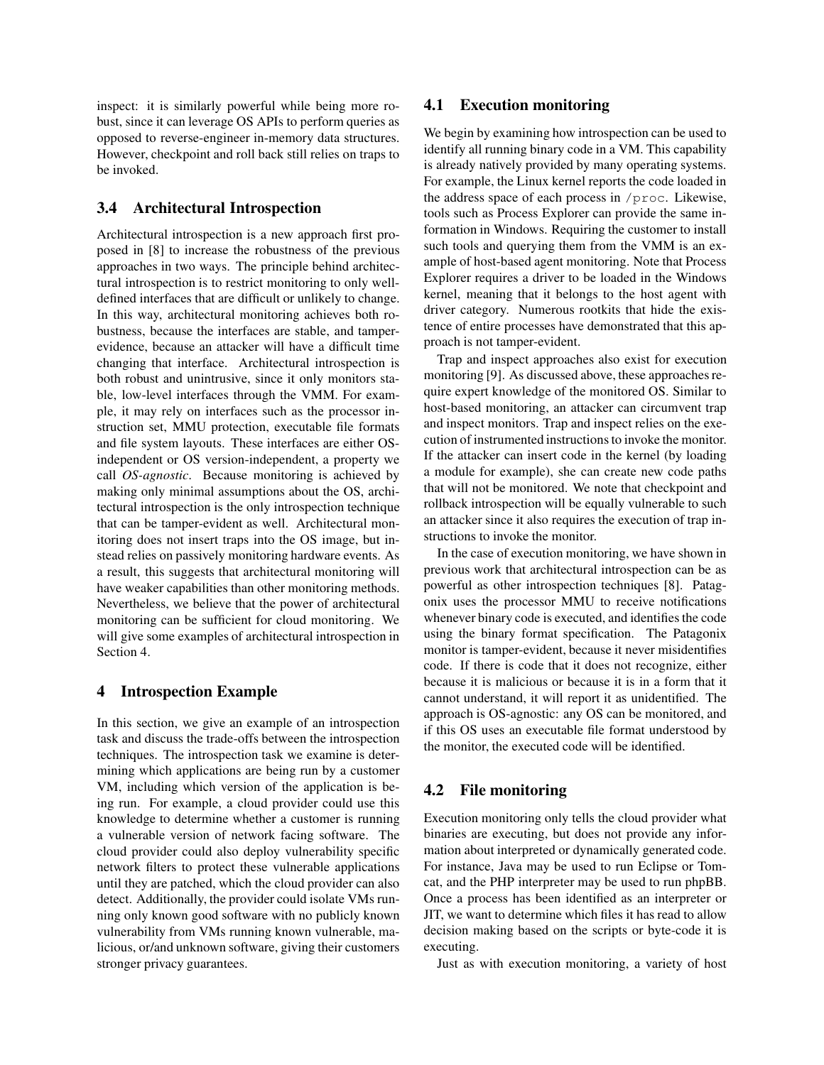inspect: it is similarly powerful while being more robust, since it can leverage OS APIs to perform queries as opposed to reverse-engineer in-memory data structures. However, checkpoint and roll back still relies on traps to be invoked.

### 3.4 Architectural Introspection

Architectural introspection is a new approach first proposed in [8] to increase the robustness of the previous approaches in two ways. The principle behind architectural introspection is to restrict monitoring to only well-defined interfaces that are difficult or unlikely to change. In this way, architectural monitoring achieves both robustness, because the interfaces are stable, and tamper-evidence, because an attacker will have a difficult time changing that interface. Architectural introspection is both robust and unintrusive, since it only monitors stable, low-level interfaces through the VMM. For example, it may rely on interfaces such as the processor instruction set, MMU protection, executable file formats and file system layouts. These interfaces are either OS-independent or OS version-independent, a property we call *OS-agnostic*. Because monitoring is achieved by making only minimal assumptions about the OS, architectural introspection is the only introspection technique that can be tamper-evident as well. Architectural monitoring does not insert traps into the OS image, but instead relies on passively monitoring hardware events. As a result, this suggests that architectural monitoring will have weaker capabilities than other monitoring methods. Nevertheless, we believe that the power of architectural monitoring can be sufficient for cloud monitoring. We will give some examples of architectural introspection in Section 4.

## 4 Introspection Example

In this section, we give an example of an introspection task and discuss the trade-offs between the introspection techniques. The introspection task we examine is determining which applications are being run by a customer VM, including which version of the application is being run. For example, a cloud provider could use this knowledge to determine whether a customer is running a vulnerable version of network facing software. The cloud provider could also deploy vulnerability specific network filters to protect these vulnerable applications until they are patched, which the cloud provider can also detect. Additionally, the provider could isolate VMs running only known good software with no publicly known vulnerability from VMs running known vulnerable, malicious, or/and unknown software, giving their customers stronger privacy guarantees.

### 4.1 Execution monitoring

We begin by examining how introspection can be used to identify all running binary code in a VM. This capability is already natively provided by many operating systems. For example, the Linux kernel reports the code loaded in the address space of each process in `/proc`. Likewise, tools such as Process Explorer can provide the same information in Windows. Requiring the customer to install such tools and querying them from the VMM is an example of host-based agent monitoring. Note that Process Explorer requires a driver to be loaded in the Windows kernel, meaning that it belongs to the host agent with driver category. Numerous rootkits that hide the existence of entire processes have demonstrated that this approach is not tamper-evident.

Trap and inspect approaches also exist for execution monitoring [9]. As discussed above, these approaches require expert knowledge of the monitored OS. Similar to host-based monitoring, an attacker can circumvent trap and inspect monitors. Trap and inspect relies on the execution of instrumented instructions to invoke the monitor. If the attacker can insert code in the kernel (by loading a module for example), she can create new code paths that will not be monitored. We note that checkpoint and rollback introspection will be equally vulnerable to such an attacker since it also requires the execution of trap instructions to invoke the monitor.

In the case of execution monitoring, we have shown in previous work that architectural introspection can be as powerful as other introspection techniques [8]. Patagonix uses the processor MMU to receive notifications whenever binary code is executed, and identifies the code using the binary format specification. The Patagonix monitor is tamper-evident, because it never misidentifies code. If there is code that it does not recognize, either because it is malicious or because it is in a form that it cannot understand, it will report it as unidentified. The approach is OS-agnostic: any OS can be monitored, and if this OS uses an executable file format understood by the monitor, the executed code will be identified.

### 4.2 File monitoring

Execution monitoring only tells the cloud provider what binaries are executing, but does not provide any information about interpreted or dynamically generated code. For instance, Java may be used to run Eclipse or Tomcat, and the PHP interpreter may be used to run phpBB. Once a process has been identified as an interpreter or JIT, we want to determine which files it has read to allow decision making based on the scripts or byte-code it is executing.

Just as with execution monitoring, a variety of host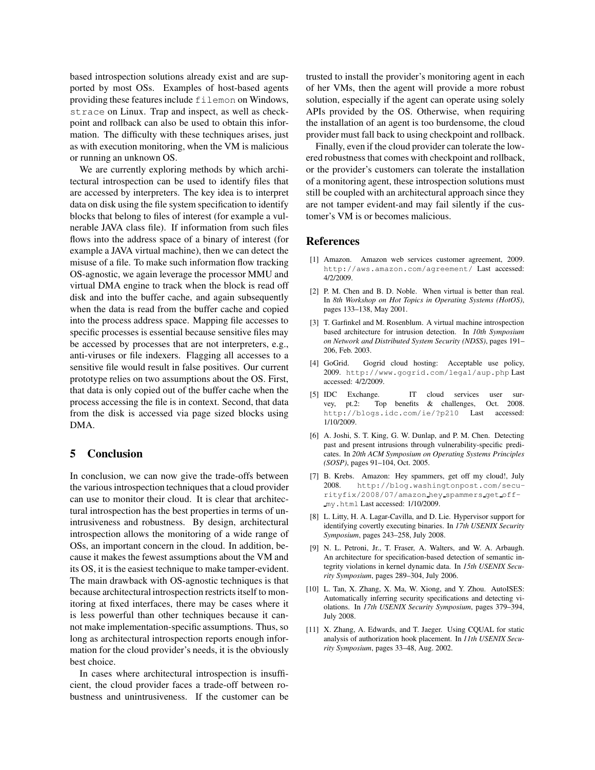based introspection solutions already exist and are supported by most OSs. Examples of host-based agents providing these features include `filemon` on Windows, `strace` on Linux. Trap and inspect, as well as checkpoint and rollback can also be used to obtain this information. The difficulty with these techniques arises, just as with execution monitoring, when the VM is malicious or running an unknown OS.

We are currently exploring methods by which architectural introspection can be used to identify files that are accessed by interpreters. The key idea is to interpret data on disk using the file system specification to identify blocks that belong to files of interest (for example a vulnerable JAVA class file). If information from such files flows into the address space of a binary of interest (for example a JAVA virtual machine), then we can detect the misuse of a file. To make such information flow tracking OS-agnostic, we again leverage the processor MMU and virtual DMA engine to track when the block is read off disk and into the buffer cache, and again subsequently when the data is read from the buffer cache and copied into the process address space. Mapping file accesses to specific processes is essential because sensitive files may be accessed by processes that are not interpreters, e.g., anti-viruses or file indexers. Flagging all accesses to a sensitive file would result in false positives. Our current prototype relies on two assumptions about the OS. First, that data is only copied out of the buffer cache when the process accessing the file is in context. Second, that data from the disk is accessed via page sized blocks using DMA.

## 5 Conclusion

In conclusion, we can now give the trade-offs between the various introspection techniques that a cloud provider can use to monitor their cloud. It is clear that architectural introspection has the best properties in terms of unintrusiveness and robustness. By design, architectural introspection allows the monitoring of a wide range of OSs, an important concern in the cloud. In addition, because it makes the fewest assumptions about the VM and its OS, it is the easiest technique to make tamper-evident. The main drawback with OS-agnostic techniques is that because architectural introspection restricts itself to monitoring at fixed interfaces, there may be cases where it is less powerful than other techniques because it cannot make implementation-specific assumptions. Thus, so long as architectural introspection reports enough information for the cloud provider's needs, it is the obviously best choice.

In cases where architectural introspection is insufficient, the cloud provider faces a trade-off between robustness and unintrusiveness. If the customer can be trusted to install the provider's monitoring agent in each of her VMs, then the agent will provide a more robust solution, especially if the agent can operate using solely APIs provided by the OS. Otherwise, when requiring the installation of an agent is too burdensome, the cloud provider must fall back to using checkpoint and rollback.

Finally, even if the cloud provider can tolerate the lowered robustness that comes with checkpoint and rollback, or the provider's customers can tolerate the installation of a monitoring agent, these introspection solutions must still be coupled with an architectural approach since they are not tamper evident-and may fail silently if the customer's VM is or becomes malicious.

## References

[1] Amazon. Amazon web services customer agreement, 2009. `http://aws.amazon.com/agreement/` Last accessed: 4/2/2009.

[2] P. M. Chen and B. D. Noble. When virtual is better than real. In *8th Workshop on Hot Topics in Operating Systems (HotOS)*, pages 133–138, May 2001.

[3] T. Garfinkel and M. Rosenblum. A virtual machine introspection based architecture for intrusion detection. In *10th Symposium on Network and Distributed System Security (NDSS)*, pages 191–206, Feb. 2003.

[4] GoGrid. Gogrid cloud hosting: Acceptable use policy, 2009. `http://www.gogrid.com/legal/aup.php` Last accessed: 4/2/2009.

[5] IDC Exchange. IT cloud services user survey, pt.2: Top benefits & challenges, Oct. 2008. `http://blogs.idc.com/ie/?p210` Last accessed: 1/10/2009.

[6] A. Joshi, S. T. King, G. W. Dunlap, and P. M. Chen. Detecting past and present intrusions through vulnerability-specific predicates. In *20th ACM Symposium on Operating Systems Principles (SOSP)*, pages 91–104, Oct. 2005.

[7] B. Krebs. Amazon: Hey spammers, get off my cloud!, July 2008. `http://blog.washingtonpost.com/securityfix/2008/07/amazon_hey_spammers_get_off_my.html` Last accessed: 1/10/2009.

[8] L. Litty, H. A. Lagar-Cavilla, and D. Lie. Hypervisor support for identifying covertly executing binaries. In *17th USENIX Security Symposium*, pages 243–258, July 2008.

[9] N. L. Petroni, Jr., T. Fraser, A. Walters, and W. A. Arbaugh. An architecture for specification-based detection of semantic integrity violations in kernel dynamic data. In *15th USENIX Security Symposium*, pages 289–304, July 2006.

[10] L. Tan, X. Zhang, X. Ma, W. Xiong, and Y. Zhou. AutoISES: Automatically inferring security specifications and detecting violations. In *17th USENIX Security Symposium*, pages 379–394, July 2008.

[11] X. Zhang, A. Edwards, and T. Jaeger. Using CQUAL for static analysis of authorization hook placement. In *11th USENIX Security Symposium*, pages 33–48, Aug. 2002.